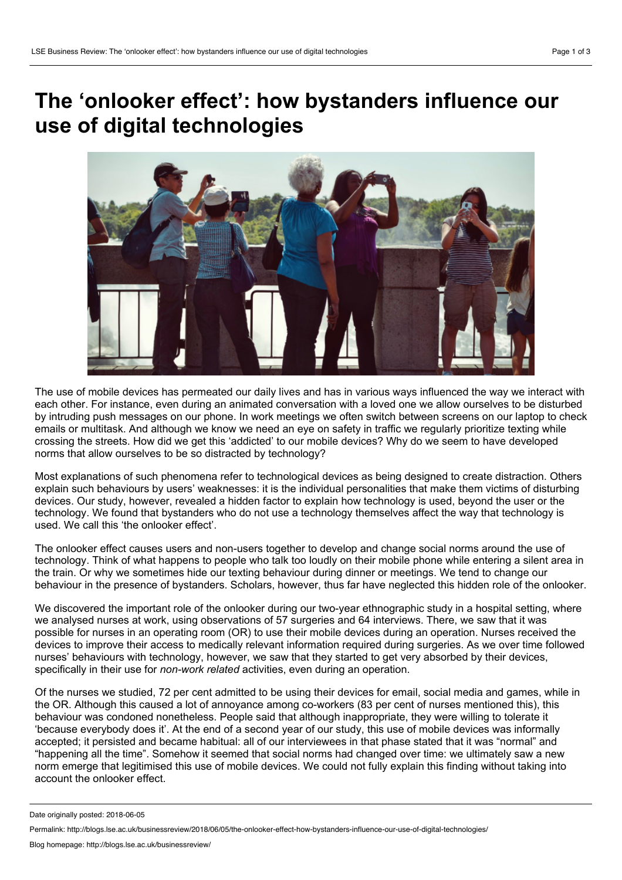# The 'onlooker effect': how bystanders influence our use of digital technologies

The use of mobile devices has permeated our daily lives and has in various ways influenced the way we interact with each other. For instance, even during an animated conversation with a loved one we allow ourselves to be disturbed by intruding push messages on our phone. In work meetings we often switch between screens on our laptop to check emails or multitask. And although we know we need an eye on safety in traffic we regularly prioritize texting while crossing the streets. How did we get this 'addicted' to our mobile devices? Why do we seem to have developed norms that allow ourselves to be so distracted by technology?

Most explanations of such phenomena refer to technological devices as being designed to create distraction. Others explain such behaviours by users' weaknesses: it is the individual personalities that make them victims of disturbing devices. Our study, however, revealed a hidden factor to explain how technology is used, beyond the user or the technology. We found that bystanders who do not use a technology themselves affect the way that technology is used. We call this 'the onlooker effect'.

The onlooker effect causes users and non-users together to develop and change social norms around the use of technology. Think of what happens to people who talk too loudly on their mobile phone while entering a silent area in the train. Or why we sometimes hide our texting behaviour during dinner or meetings. We tend to change our behaviour in the presence of bystanders. Scholars, however, thus far have neglected this hidden role of the onlooker.

We discovered the important role of the onlooker during our two-year ethnographic study in a hospital setting, where we analysed nurses at work, using observations of 57 surgeries and 64 interviews. There, we saw that it was possible for nurses in an operating room (OR) to use their mobile devices during an operation. Nurses received the devices to improve their access to medically relevant information required during surgeries. As we over time followed nurses' behaviours with technology, however, we saw that they started to get very absorbed by their devices, specifically in their use for *non-work related* activities, even during an operation.

Of the nurses we studied, 72 per cent admitted to be using their devices for email, social media and games, while in the OR. Although this caused a lot of annoyance among co-workers (83 per cent of nurses mentioned this), this behaviour was condoned nonetheless. People said that although inappropriate, they were willing to tolerate it 'because everybody does it'. At the end of a second year of our study, this use of mobile devices was informally accepted; it persisted and became habitual: all of our interviewees in that phase stated that it was "normal" and "happening all the time". Somehow it seemed that social norms had changed over time: we ultimately saw a new norm emerge that legitimised this use of mobile devices. We could not fully explain this finding without taking into account the onlooker effect.

Date originally posted: 2018-06-05

Permalink: http://blogs.lse.ac.uk/businessreview/2018/06/05/the-onlooker-effect-how-bystanders-influence-our-use-of-digital-technologies/

Blog homepage: http://blogs.lse.ac.uk/businessreview/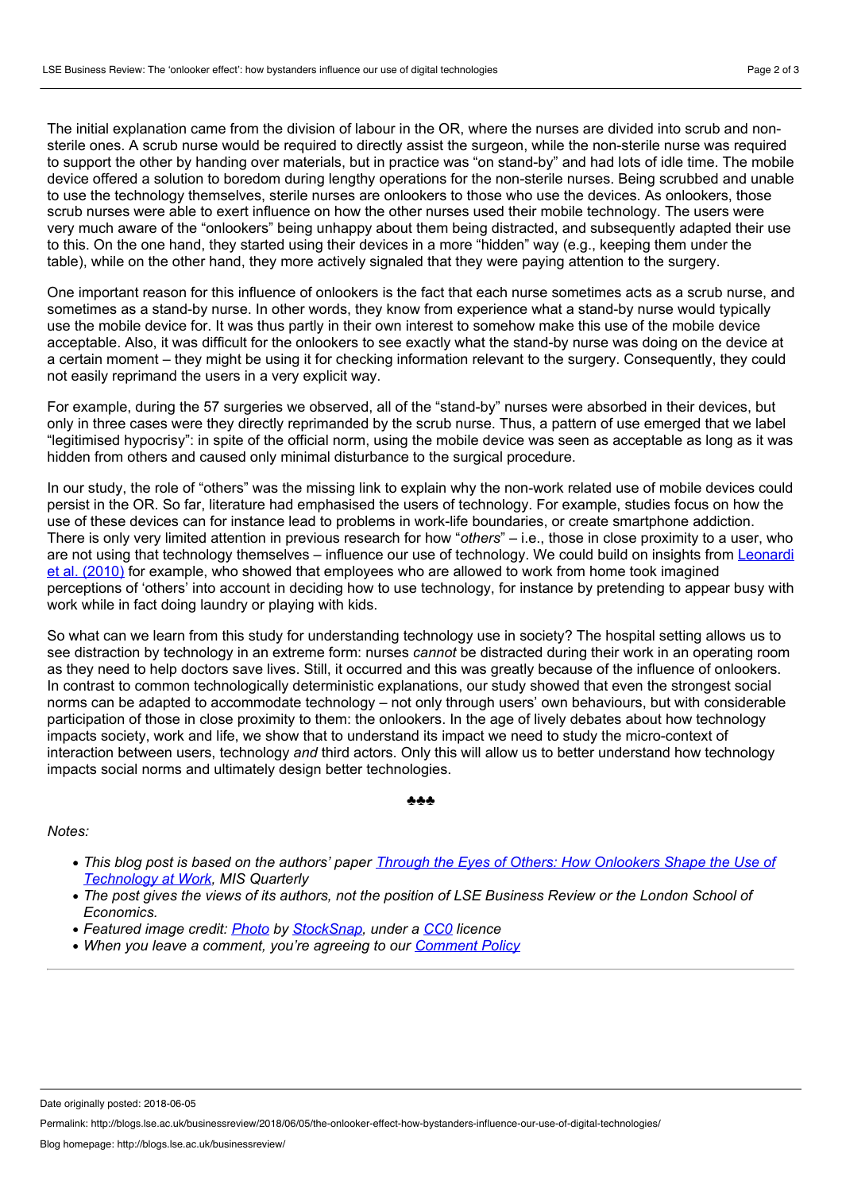The initial explanation came from the division of labour in the OR, where the nurses are divided into scrub and non-sterile ones. A scrub nurse would be required to directly assist the surgeon, while the non-sterile nurse was required to support the other by handing over materials, but in practice was "on stand-by" and had lots of idle time. The mobile device offered a solution to boredom during lengthy operations for the non-sterile nurses. Being scrubbed and unable to use the technology themselves, sterile nurses are onlookers to those who use the devices. As onlookers, those scrub nurses were able to exert influence on how the other nurses used their mobile technology. The users were very much aware of the "onlookers" being unhappy about them being distracted, and subsequently adapted their use to this. On the one hand, they started using their devices in a more "hidden" way (e.g., keeping them under the table), while on the other hand, they more actively signaled that they were paying attention to the surgery.

One important reason for this influence of onlookers is the fact that each nurse sometimes acts as a scrub nurse, and sometimes as a stand-by nurse. In other words, they know from experience what a stand-by nurse would typically use the mobile device for. It was thus partly in their own interest to somehow make this use of the mobile device acceptable. Also, it was difficult for the onlookers to see exactly what the stand-by nurse was doing on the device at a certain moment – they might be using it for checking information relevant to the surgery. Consequently, they could not easily reprimand the users in a very explicit way.

For example, during the 57 surgeries we observed, all of the "stand-by" nurses were absorbed in their devices, but only in three cases were they directly reprimanded by the scrub nurse. Thus, a pattern of use emerged that we label "legitimised hypocrisy": in spite of the official norm, using the mobile device was seen as acceptable as long as it was hidden from others and caused only minimal disturbance to the surgical procedure.

In our study, the role of "others" was the missing link to explain why the non-work related use of mobile devices could persist in the OR. So far, literature had emphasised the users of technology. For example, studies focus on how the use of these devices can for instance lead to problems in work-life boundaries, or create smartphone addiction. There is only very limited attention in previous research for how "*others*" – i.e., those in close proximity to a user, who are not using that technology themselves – influence our use of technology. We could build on insights from Leonardi et al. (2010) for example, who showed that employees who are allowed to work from home took imagined perceptions of 'others' into account in deciding how to use technology, for instance by pretending to appear busy with work while in fact doing laundry or playing with kids.

So what can we learn from this study for understanding technology use in society? The hospital setting allows us to see distraction by technology in an extreme form: nurses *cannot* be distracted during their work in an operating room as they need to help doctors save lives. Still, it occurred and this was greatly because of the influence of onlookers. In contrast to common technologically deterministic explanations, our study showed that even the strongest social norms can be adapted to accommodate technology – not only through users' own behaviours, but with considerable participation of those in close proximity to them: the onlookers. In the age of lively debates about how technology impacts society, work and life, we show that to understand its impact we need to study the micro-context of interaction between users, technology *and* third actors. Only this will allow us to better understand how technology impacts social norms and ultimately design better technologies.

♣♣♣

*Notes:*

- *This blog post is based on the authors' paper Through the Eyes of Others: How Onlookers Shape the Use of Technology at Work, MIS Quarterly*
- *The post gives the views of its authors, not the position of LSE Business Review or the London School of Economics.*
- *Featured image credit: Photo by StockSnap, under a CC0 licence*
- *When you leave a comment, you're agreeing to our Comment Policy*

Date originally posted: 2018-06-05

Permalink: http://blogs.lse.ac.uk/businessreview/2018/06/05/the-onlooker-effect-how-bystanders-influence-our-use-of-digital-technologies/

Blog homepage: http://blogs.lse.ac.uk/businessreview/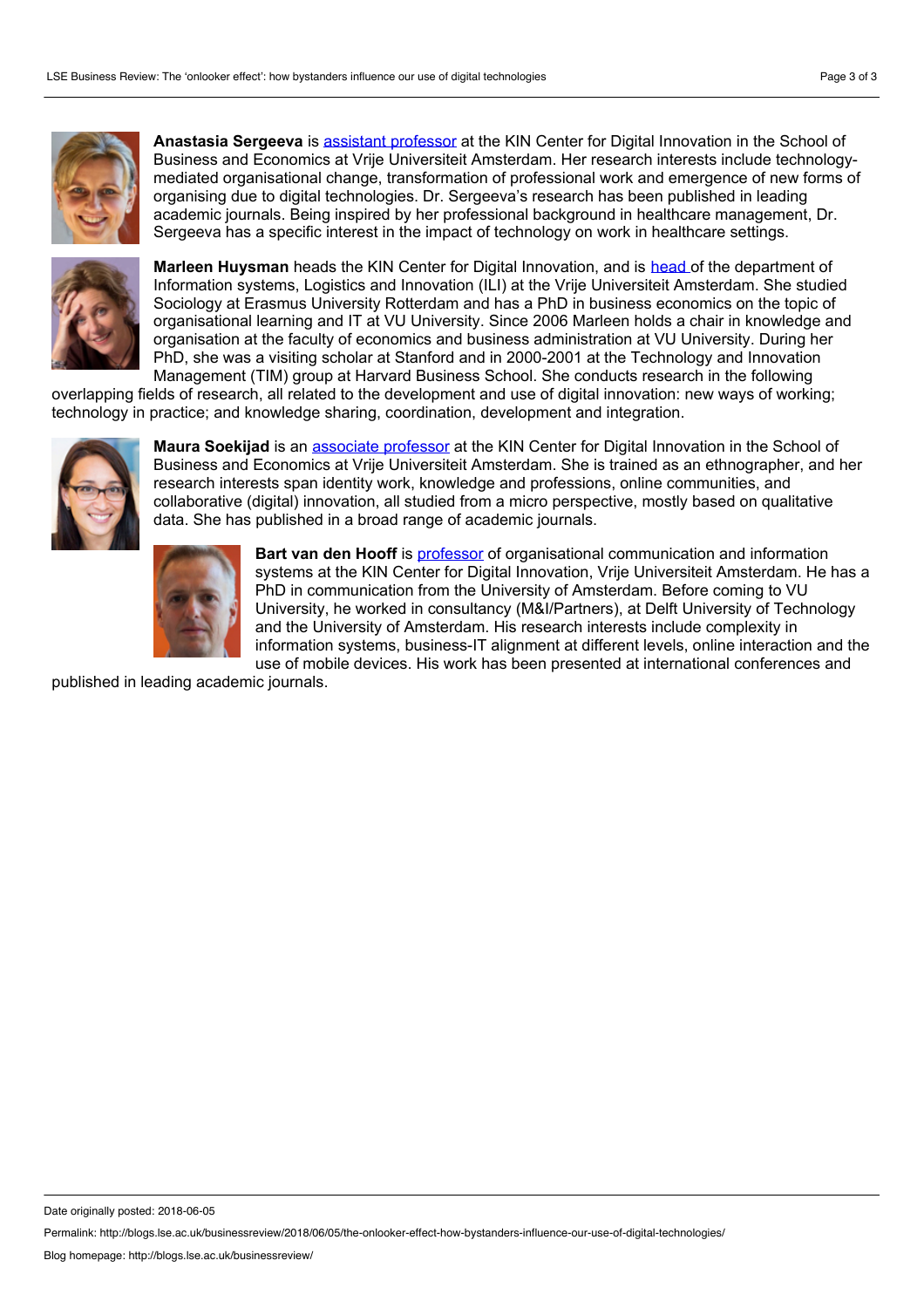**Anastasia Sergeeva** is assistant professor at the KIN Center for Digital Innovation in the School of Business and Economics at Vrije Universiteit Amsterdam. Her research interests include technology-mediated organisational change, transformation of professional work and emergence of new forms of organising due to digital technologies. Dr. Sergeeva's research has been published in leading academic journals. Being inspired by her professional background in healthcare management, Dr. Sergeeva has a specific interest in the impact of technology on work in healthcare settings.

**Marleen Huysman** heads the KIN Center for Digital Innovation, and is head of the department of Information systems, Logistics and Innovation (ILI) at the Vrije Universiteit Amsterdam. She studied Sociology at Erasmus University Rotterdam and has a PhD in business economics on the topic of organisational learning and IT at VU University. Since 2006 Marleen holds a chair in knowledge and organisation at the faculty of economics and business administration at VU University. During her PhD, she was a visiting scholar at Stanford and in 2000-2001 at the Technology and Innovation Management (TIM) group at Harvard Business School. She conducts research in the following overlapping fields of research, all related to the development and use of digital innovation: new ways of working; technology in practice; and knowledge sharing, coordination, development and integration.

**Maura Soekijad** is an associate professor at the KIN Center for Digital Innovation in the School of Business and Economics at Vrije Universiteit Amsterdam. She is trained as an ethnographer, and her research interests span identity work, knowledge and professions, online communities, and collaborative (digital) innovation, all studied from a micro perspective, mostly based on qualitative data. She has published in a broad range of academic journals.

**Bart van den Hooff** is professor of organisational communication and information systems at the KIN Center for Digital Innovation, Vrije Universiteit Amsterdam. He has a PhD in communication from the University of Amsterdam. Before coming to VU University, he worked in consultancy (M&I/Partners), at Delft University of Technology and the University of Amsterdam. His research interests include complexity in information systems, business-IT alignment at different levels, online interaction and the use of mobile devices. His work has been presented at international conferences and published in leading academic journals.

Date originally posted: 2018-06-05

Permalink: http://blogs.lse.ac.uk/businessreview/2018/06/05/the-onlooker-effect-how-bystanders-influence-our-use-of-digital-technologies/

Blog homepage: http://blogs.lse.ac.uk/businessreview/